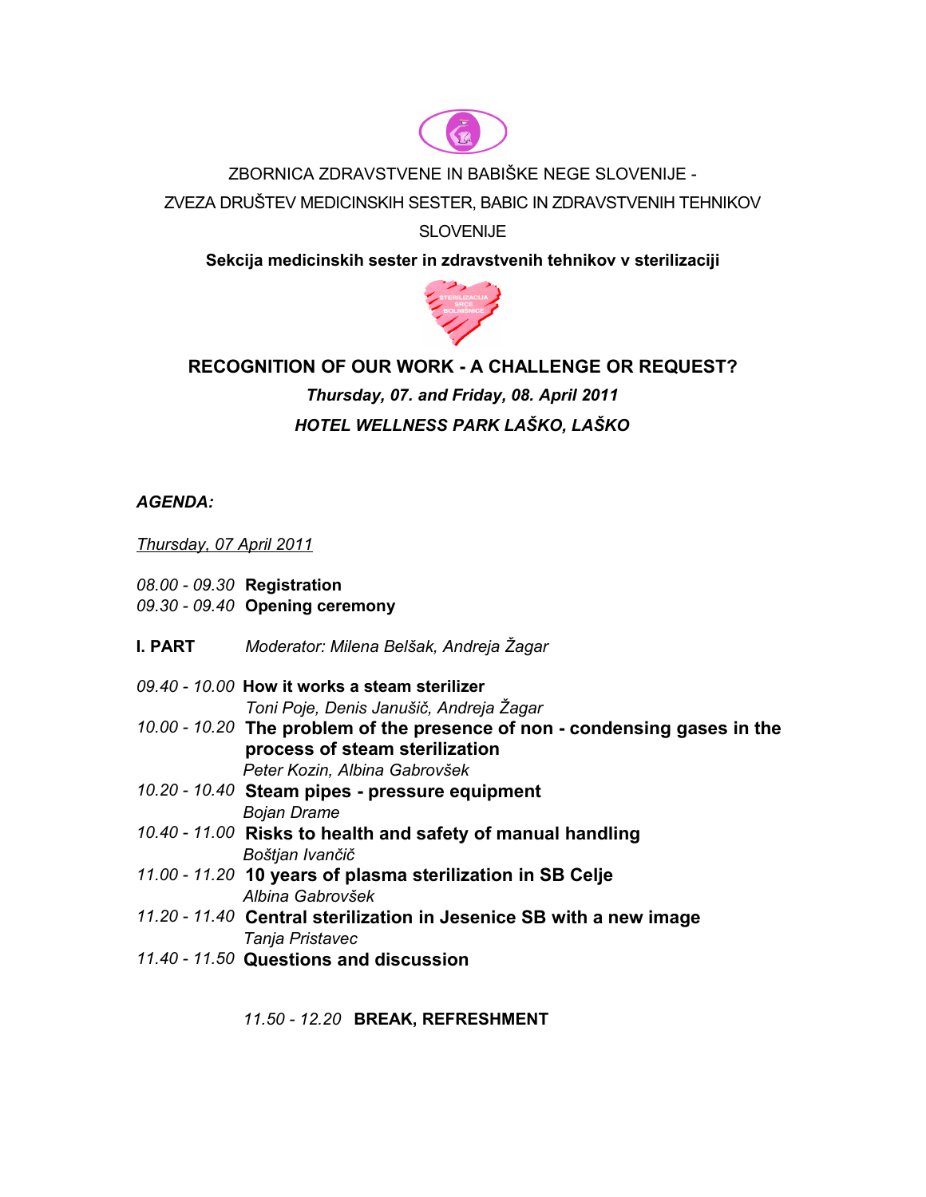ZBORNICA ZDRAVSTVENE IN BABIŠKE NEGE SLOVENIJE -

ZVEZA DRUŠTEV MEDICINSKIH SESTER, BABIC IN ZDRAVSTVENIH TEHNIKOV SLOVENIJE

**Sekcija medicinskih sester in zdravstvenih tehnikov v sterilizaciji**

# RECOGNITION OF OUR WORK - A CHALLENGE OR REQUEST?

***Thursday, 07. and Friday, 08. April 2011***

***HOTEL WELLNESS PARK LAŠKO, LAŠKO***

***AGENDA:***

*Thursday, 07 April 2011*

*08.00 - 09.30* **Registration**
*09.30 - 09.40* **Opening ceremony**

**I. PART** *Moderator: Milena Belšak, Andreja Žagar*

*09.40 - 10.00* **How it works a steam sterilizer**
*Toni Poje, Denis Janušič, Andreja Žagar*

*10.00 - 10.20* **The problem of the presence of non - condensing gases in the process of steam sterilization**
*Peter Kozin, Albina Gabrovšek*

*10.20 - 10.40* **Steam pipes - pressure equipment**
*Bojan Drame*

*10.40 - 11.00* **Risks to health and safety of manual handling**
*Boštjan Ivančič*

*11.00 - 11.20* **10 years of plasma sterilization in SB Celje**
*Albina Gabrovšek*

*11.20 - 11.40* **Central sterilization in Jesenice SB with a new image**
*Tanja Pristavec*

*11.40 - 11.50* **Questions and discussion**

*11.50 - 12.20* **BREAK, REFRESHMENT**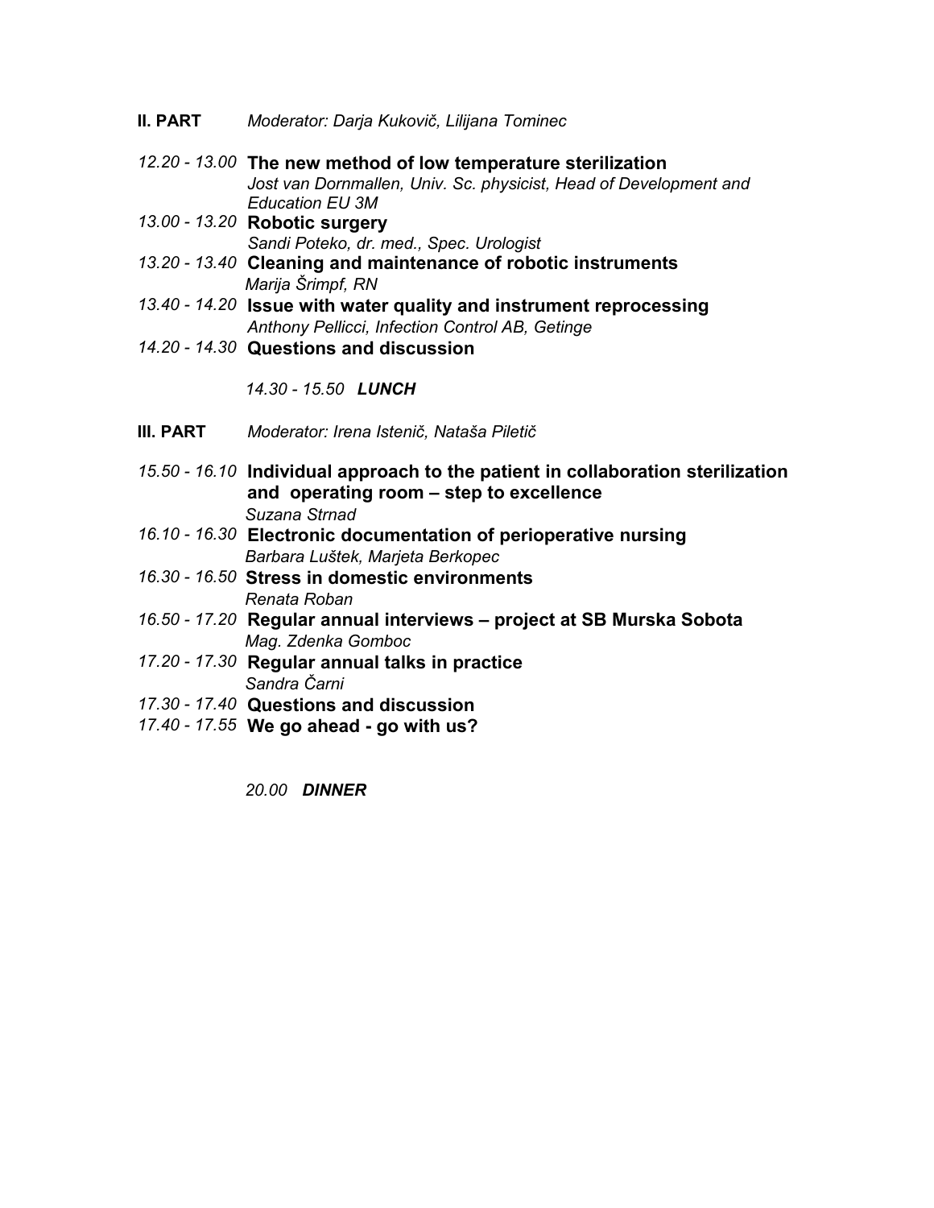**II. PART** *Moderator: Darja Kukovič, Lilijana Tominec*

*12.20 - 13.00* **The new method of low temperature sterilization**
*Jost van Dornmallen, Univ. Sc. physicist, Head of Development and Education EU 3M*

*13.00 - 13.20* **Robotic surgery**
*Sandi Poteko, dr. med., Spec. Urologist*

*13.20 - 13.40* **Cleaning and maintenance of robotic instruments**
*Marija Šrimpf, RN*

*13.40 - 14.20* **Issue with water quality and instrument reprocessing**
*Anthony Pellicci, Infection Control AB, Getinge*

*14.20 - 14.30* **Questions and discussion**

*14.30 - 15.50* ***LUNCH***

**III. PART** *Moderator: Irena Istenič, Nataša Piletič*

*15.50 - 16.10* **Individual approach to the patient in collaboration sterilization and operating room – step to excellence**
*Suzana Strnad*

*16.10 - 16.30* **Electronic documentation of perioperative nursing**
*Barbara Luštek, Marjeta Berkopec*

*16.30 - 16.50* **Stress in domestic environments**
*Renata Roban*

*16.50 - 17.20* **Regular annual interviews – project at SB Murska Sobota**
*Mag. Zdenka Gomboc*

*17.20 - 17.30* **Regular annual talks in practice**
*Sandra Čarni*

*17.30 - 17.40* **Questions and discussion**

*17.40 - 17.55* **We go ahead - go with us?**

*20.00* ***DINNER***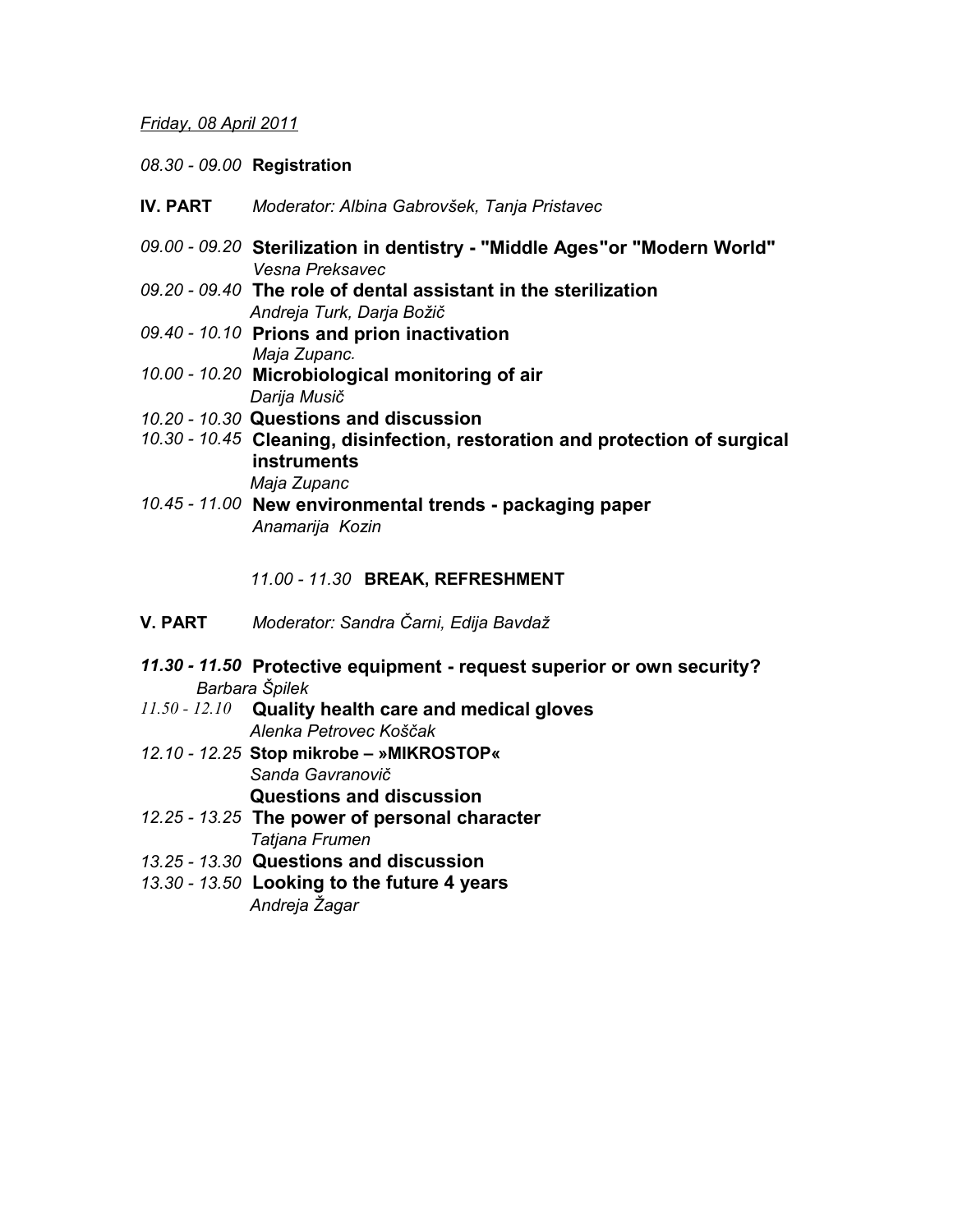*Friday, 08 April 2011*

*08.30 - 09.00* **Registration**

**IV. PART** *Moderator: Albina Gabrovšek, Tanja Pristavec*

*09.00 - 09.20* **Sterilization in dentistry - "Middle Ages"or "Modern World"**
*Vesna Preksavec*

*09.20 - 09.40* **The role of dental assistant in the sterilization**
*Andreja Turk, Darja Božič*

*09.40 - 10.10* **Prions and prion inactivation**
*Maja Zupanc.*

*10.00 - 10.20* **Microbiological monitoring of air**
*Darija Musič*

*10.20 - 10.30* **Questions and discussion**

*10.30 - 10.45* **Cleaning, disinfection, restoration and protection of surgical instruments**
*Maja Zupanc*

*10.45 - 11.00* **New environmental trends - packaging paper**
*Anamarija Kozin*

*11.00 - 11.30* **BREAK, REFRESHMENT**

**V. PART** *Moderator: Sandra Čarni, Edija Bavdaž*

***11.30 - 11.50*** **Protective equipment - request superior or own security?**
*Barbara Špilek*

*11.50 - 12.10* **Quality health care and medical gloves**
*Alenka Petrovec Koščak*

*12.10 - 12.25* **Stop mikrobe – »MIKROSTOP«**
*Sanda Gavranovič*
**Questions and discussion**

*12.25 - 13.25* **The power of personal character**
*Tatjana Frumen*

*13.25 - 13.30* **Questions and discussion**

*13.30 - 13.50* **Looking to the future 4 years**
*Andreja Žagar*